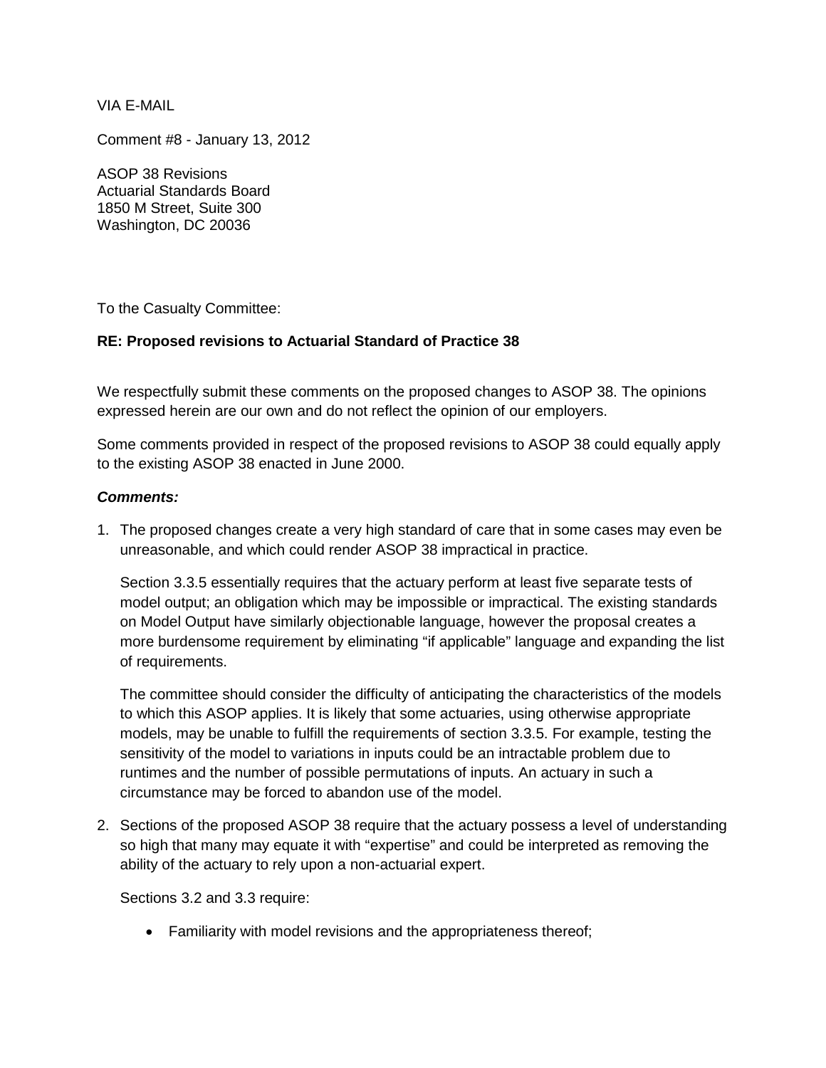VIA E-MAIL

Comment #8 - January 13, 2012

ASOP 38 Revisions
Actuarial Standards Board
1850 M Street, Suite 300
Washington, DC 20036

To the Casualty Committee:

**RE: Proposed revisions to Actuarial Standard of Practice 38**

We respectfully submit these comments on the proposed changes to ASOP 38. The opinions expressed herein are our own and do not reflect the opinion of our employers.

Some comments provided in respect of the proposed revisions to ASOP 38 could equally apply to the existing ASOP 38 enacted in June 2000.

***Comments:***

1. The proposed changes create a very high standard of care that in some cases may even be unreasonable, and which could render ASOP 38 impractical in practice.

   Section 3.3.5 essentially requires that the actuary perform at least five separate tests of model output; an obligation which may be impossible or impractical. The existing standards on Model Output have similarly objectionable language, however the proposal creates a more burdensome requirement by eliminating "if applicable" language and expanding the list of requirements.

   The committee should consider the difficulty of anticipating the characteristics of the models to which this ASOP applies. It is likely that some actuaries, using otherwise appropriate models, may be unable to fulfill the requirements of section 3.3.5. For example, testing the sensitivity of the model to variations in inputs could be an intractable problem due to runtimes and the number of possible permutations of inputs. An actuary in such a circumstance may be forced to abandon use of the model.

2. Sections of the proposed ASOP 38 require that the actuary possess a level of understanding so high that many may equate it with "expertise" and could be interpreted as removing the ability of the actuary to rely upon a non-actuarial expert.

   Sections 3.2 and 3.3 require:

   - Familiarity with model revisions and the appropriateness thereof;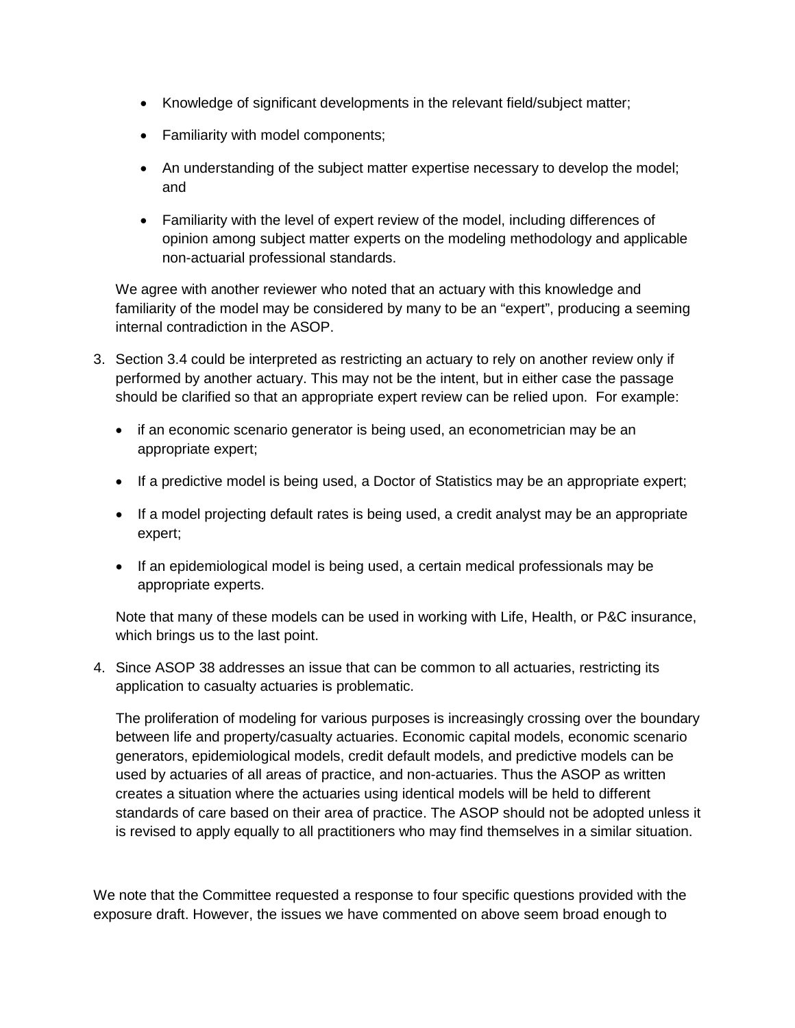- Knowledge of significant developments in the relevant field/subject matter;
- Familiarity with model components;
- An understanding of the subject matter expertise necessary to develop the model; and
- Familiarity with the level of expert review of the model, including differences of opinion among subject matter experts on the modeling methodology and applicable non-actuarial professional standards.

We agree with another reviewer who noted that an actuary with this knowledge and familiarity of the model may be considered by many to be an "expert", producing a seeming internal contradiction in the ASOP.

3. Section 3.4 could be interpreted as restricting an actuary to rely on another review only if performed by another actuary. This may not be the intent, but in either case the passage should be clarified so that an appropriate expert review can be relied upon. For example:

   - if an economic scenario generator is being used, an econometrician may be an appropriate expert;
   - If a predictive model is being used, a Doctor of Statistics may be an appropriate expert;
   - If a model projecting default rates is being used, a credit analyst may be an appropriate expert;
   - If an epidemiological model is being used, a certain medical professionals may be appropriate experts.

   Note that many of these models can be used in working with Life, Health, or P&C insurance, which brings us to the last point.

4. Since ASOP 38 addresses an issue that can be common to all actuaries, restricting its application to casualty actuaries is problematic.

   The proliferation of modeling for various purposes is increasingly crossing over the boundary between life and property/casualty actuaries. Economic capital models, economic scenario generators, epidemiological models, credit default models, and predictive models can be used by actuaries of all areas of practice, and non-actuaries. Thus the ASOP as written creates a situation where the actuaries using identical models will be held to different standards of care based on their area of practice. The ASOP should not be adopted unless it is revised to apply equally to all practitioners who may find themselves in a similar situation.

We note that the Committee requested a response to four specific questions provided with the exposure draft. However, the issues we have commented on above seem broad enough to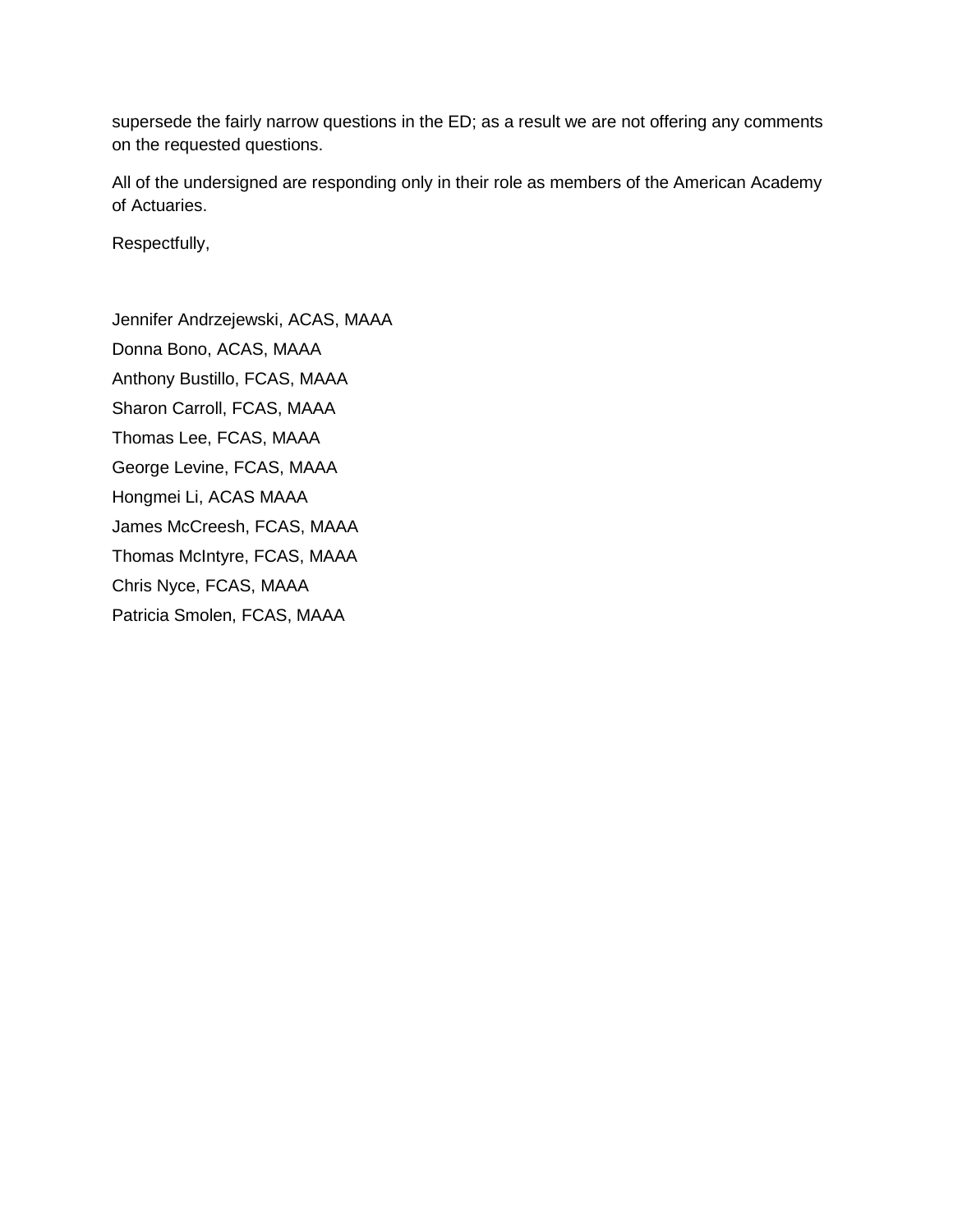supersede the fairly narrow questions in the ED; as a result we are not offering any comments on the requested questions.

All of the undersigned are responding only in their role as members of the American Academy of Actuaries.

Respectfully,

Jennifer Andrzejewski, ACAS, MAAA  
Donna Bono, ACAS, MAAA  
Anthony Bustillo, FCAS, MAAA  
Sharon Carroll, FCAS, MAAA  
Thomas Lee, FCAS, MAAA  
George Levine, FCAS, MAAA  
Hongmei Li, ACAS MAAA  
James McCreesh, FCAS, MAAA  
Thomas McIntyre, FCAS, MAAA  
Chris Nyce, FCAS, MAAA  
Patricia Smolen, FCAS, MAAA